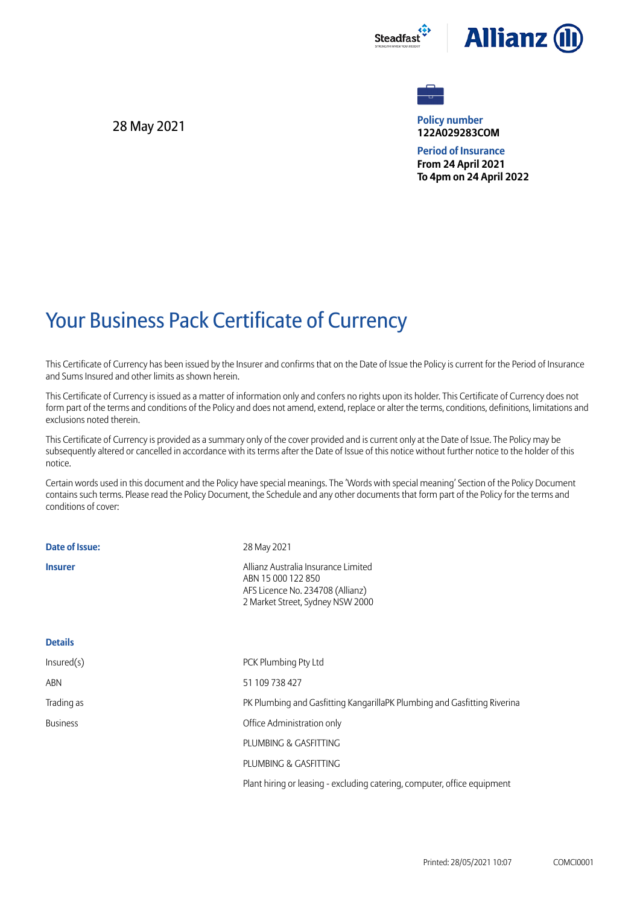28 May 2021

**Policy number**
**122A029283COM**

**Period of Insurance**
**From 24 April 2021**
**To 4pm on 24 April 2022**

# Your Business Pack Certificate of Currency

This Certificate of Currency has been issued by the Insurer and confirms that on the Date of Issue the Policy is current for the Period of Insurance and Sums Insured and other limits as shown herein.

This Certificate of Currency is issued as a matter of information only and confers no rights upon its holder. This Certificate of Currency does not form part of the terms and conditions of the Policy and does not amend, extend, replace or alter the terms, conditions, definitions, limitations and exclusions noted therein.

This Certificate of Currency is provided as a summary only of the cover provided and is current only at the Date of Issue. The Policy may be subsequently altered or cancelled in accordance with its terms after the Date of Issue of this notice without further notice to the holder of this notice.

Certain words used in this document and the Policy have special meanings. The 'Words with special meaning' Section of the Policy Document contains such terms. Please read the Policy Document, the Schedule and any other documents that form part of the Policy for the terms and conditions of cover:

**Date of Issue:** 28 May 2021

**Insurer**
Allianz Australia Insurance Limited
ABN 15 000 122 850
AFS Licence No. 234708 (Allianz)
2 Market Street, Sydney NSW 2000

**Details**

| | |
|---|---|
| Insured(s) | PCK Plumbing Pty Ltd |
| ABN | 51 109 738 427 |
| Trading as | PK Plumbing and Gasfitting KangarillaPK Plumbing and Gasfitting Riverina |
| Business | Office Administration only |
| | PLUMBING & GASFITTING |
| | PLUMBING & GASFITTING |
| | Plant hiring or leasing - excluding catering, computer, office equipment |

Printed: 28/05/2021 10:07 COMCI0001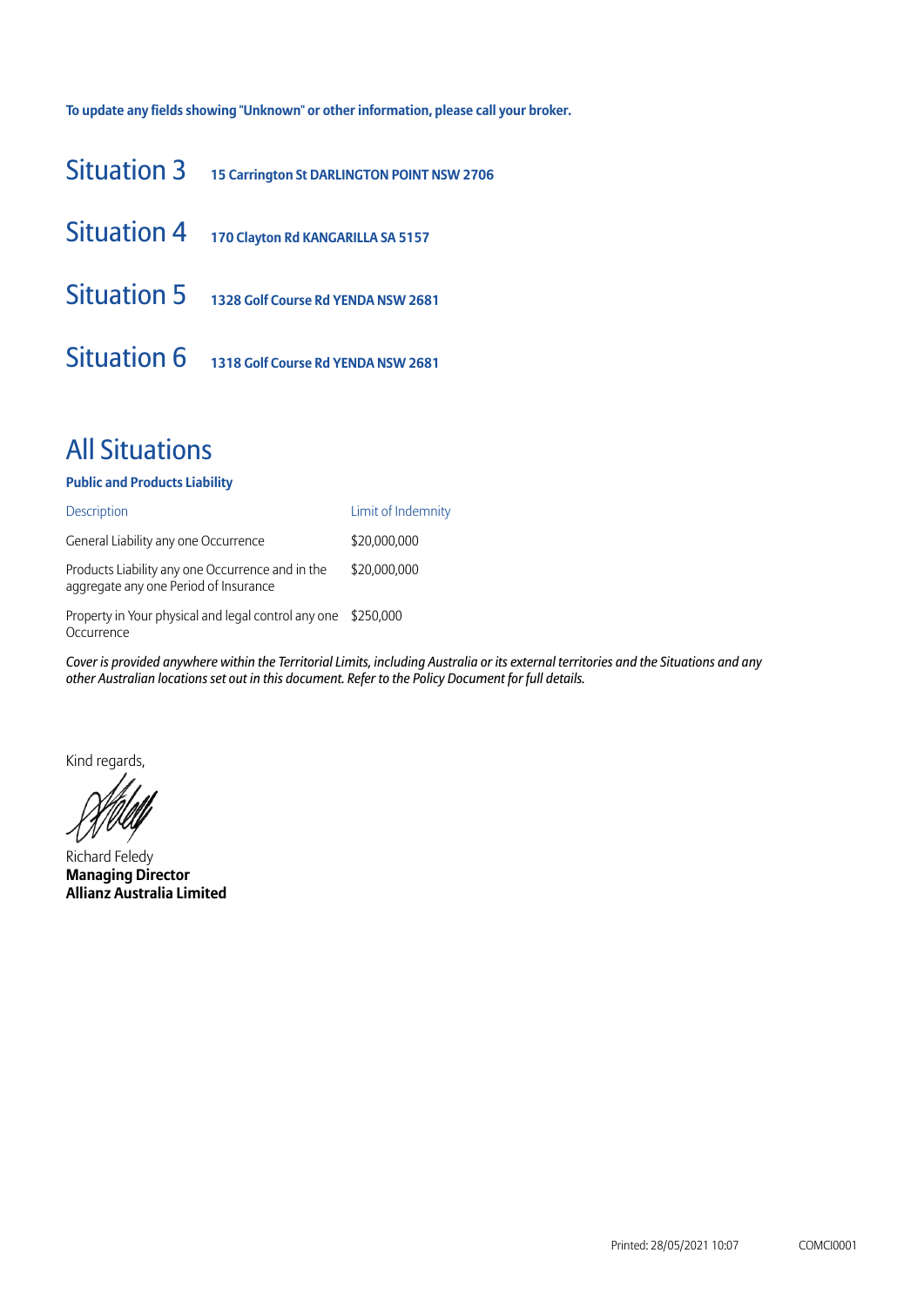**To update any fields showing "Unknown" or other information, please call your broker.**

## Situation 3 **15 Carrington St DARLINGTON POINT NSW 2706**

## Situation 4 **170 Clayton Rd KANGARILLA SA 5157**

## Situation 5 **1328 Golf Course Rd YENDA NSW 2681**

## Situation 6 **1318 Golf Course Rd YENDA NSW 2681**

# All Situations

**Public and Products Liability**

| Description | Limit of Indemnity |
|---|---|
| General Liability any one Occurrence | $20,000,000 |
| Products Liability any one Occurrence and in the aggregate any one Period of Insurance | $20,000,000 |
| Property in Your physical and legal control any one Occurrence | $250,000 |

*Cover is provided anywhere within the Territorial Limits, including Australia or its external territories and the Situations and any other Australian locations set out in this document. Refer to the Policy Document for full details.*

Kind regards,

Richard Feledy
**Managing Director**
**Allianz Australia Limited**

Printed: 28/05/2021 10:07 COMCI0001